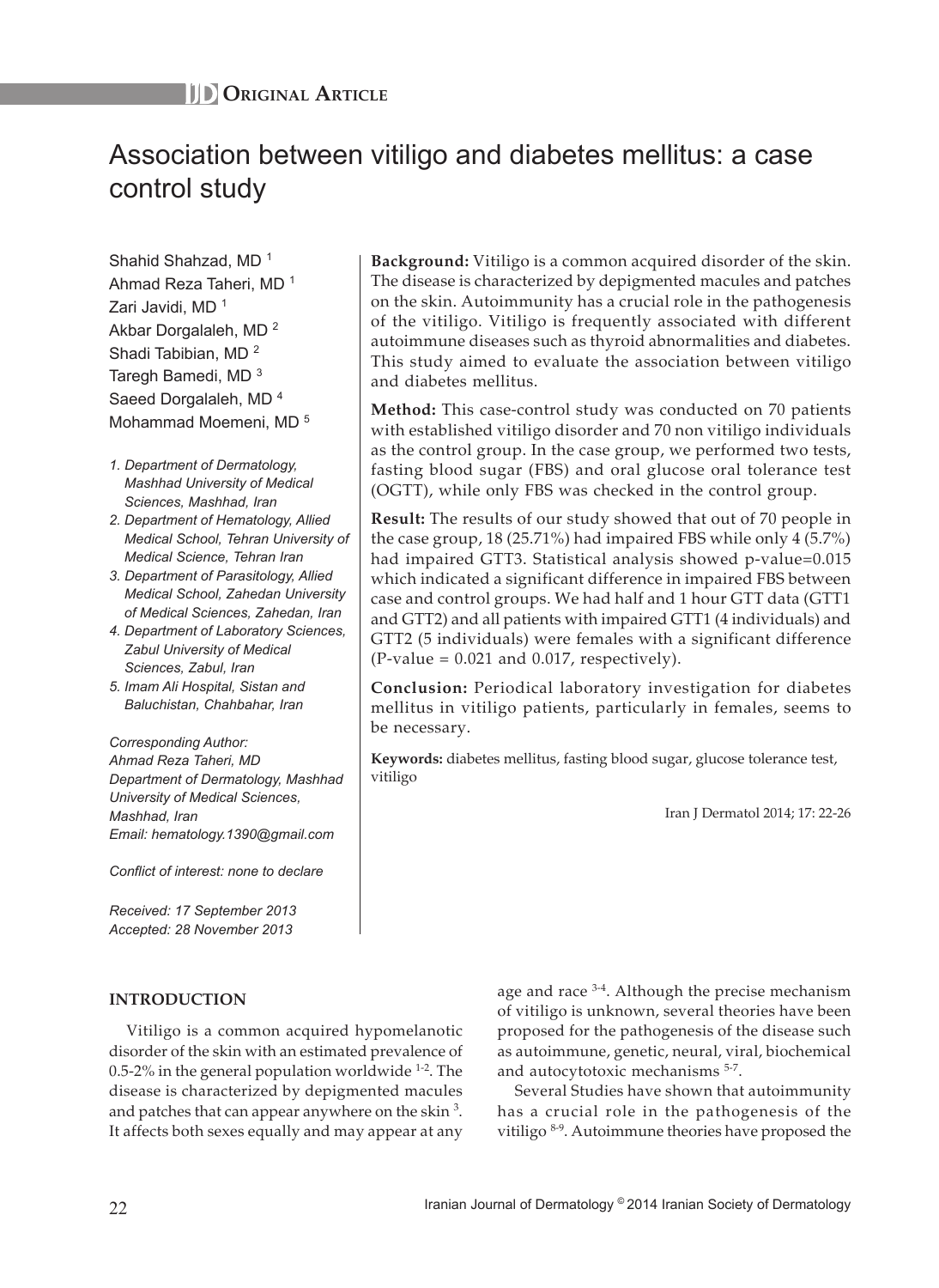**IJD Original Article**

# Association between vitiligo and diabetes mellitus: a case control study

Shahid Shahzad, MD [1]
Ahmad Reza Taheri, MD [1]
Zari Javidi, MD [1]
Akbar Dorgalaleh, MD [2]
Shadi Tabibian, MD [2]
Taregh Bamedi, MD [3]
Saeed Dorgalaleh, MD [4]
Mohammad Moemeni, MD [5]

*1. Department of Dermatology, Mashhad University of Medical Sciences, Mashhad, Iran*
*2. Department of Hematology, Allied Medical School, Tehran University of Medical Science, Tehran Iran*
*3. Department of Parasitology, Allied Medical School, Zahedan University of Medical Sciences, Zahedan, Iran*
*4. Department of Laboratory Sciences, Zabul University of Medical Sciences, Zabul, Iran*
*5. Imam Ali Hospital, Sistan and Baluchistan, Chahbahar, Iran*

*Corresponding Author:*
*Ahmad Reza Taheri, MD*
*Department of Dermatology, Mashhad University of Medical Sciences, Mashhad, Iran*
*Email: hematology.1390@gmail.com*

*Conflict of interest: none to declare*

*Received: 17 September 2013*
*Accepted: 28 November 2013*

**Background:** Vitiligo is a common acquired disorder of the skin. The disease is characterized by depigmented macules and patches on the skin. Autoimmunity has a crucial role in the pathogenesis of the vitiligo. Vitiligo is frequently associated with different autoimmune diseases such as thyroid abnormalities and diabetes. This study aimed to evaluate the association between vitiligo and diabetes mellitus.

**Method:** This case-control study was conducted on 70 patients with established vitiligo disorder and 70 non vitiligo individuals as the control group. In the case group, we performed two tests, fasting blood sugar (FBS) and oral glucose oral tolerance test (OGTT), while only FBS was checked in the control group.

**Result:** The results of our study showed that out of 70 people in the case group, 18 (25.71%) had impaired FBS while only 4 (5.7%) had impaired GTT3. Statistical analysis showed p-value=0.015 which indicated a significant difference in impaired FBS between case and control groups. We had half and 1 hour GTT data (GTT1 and GTT2) and all patients with impaired GTT1 (4 individuals) and GTT2 (5 individuals) were females with a significant difference (P-value = 0.021 and 0.017, respectively).

**Conclusion:** Periodical laboratory investigation for diabetes mellitus in vitiligo patients, particularly in females, seems to be necessary.

**Keywords:** diabetes mellitus, fasting blood sugar, glucose tolerance test, vitiligo

Iran J Dermatol 2014; 17: 22-26

## INTRODUCTION

Vitiligo is a common acquired hypomelanotic disorder of the skin with an estimated prevalence of 0.5-2% in the general population worldwide [1-2]. The disease is characterized by depigmented macules and patches that can appear anywhere on the skin [3]. It affects both sexes equally and may appear at any age and race [3-4]. Although the precise mechanism of vitiligo is unknown, several theories have been proposed for the pathogenesis of the disease such as autoimmune, genetic, neural, viral, biochemical and autocytotoxic mechanisms [5-7].

Several Studies have shown that autoimmunity has a crucial role in the pathogenesis of the vitiligo [8-9]. Autoimmune theories have proposed the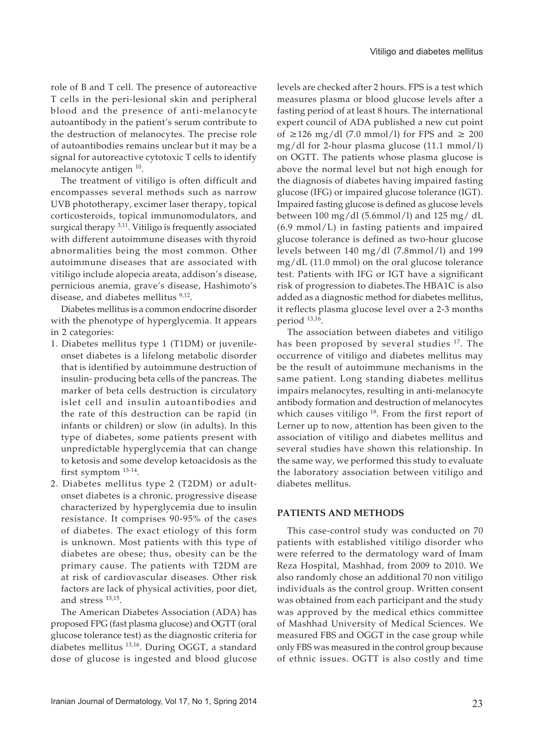role of B and T cell. The presence of autoreactive T cells in the peri-lesional skin and peripheral blood and the presence of anti-melanocyte autoantibody in the patient's serum contribute to the destruction of melanocytes. The precise role of autoantibodies remains unclear but it may be a signal for autoreactive cytotoxic T cells to identify melanocyte antigen [10].

The treatment of vitiligo is often difficult and encompasses several methods such as narrow UVB phototherapy, excimer laser therapy, topical corticosteroids, topical immunomodulators, and surgical therapy [3,11]. Vitiligo is frequently associated with different autoimmune diseases with thyroid abnormalities being the most common. Other autoimmune diseases that are associated with vitiligo include alopecia areata, addison's disease, pernicious anemia, grave's disease, Hashimoto's disease, and diabetes mellitus [9,12].

Diabetes mellitus is a common endocrine disorder with the phenotype of hyperglycemia. It appears in 2 categories:

1. Diabetes mellitus type 1 (T1DM) or juvenile-onset diabetes is a lifelong metabolic disorder that is identified by autoimmune destruction of insulin- producing beta cells of the pancreas. The marker of beta cells destruction is circulatory islet cell and insulin autoantibodies and the rate of this destruction can be rapid (in infants or children) or slow (in adults). In this type of diabetes, some patients present with unpredictable hyperglycemia that can change to ketosis and some develop ketoacidosis as the first symptom [13-14].
2. Diabetes mellitus type 2 (T2DM) or adult-onset diabetes is a chronic, progressive disease characterized by hyperglycemia due to insulin resistance. It comprises 90-95% of the cases of diabetes. The exact etiology of this form is unknown. Most patients with this type of diabetes are obese; thus, obesity can be the primary cause. The patients with T2DM are at risk of cardiovascular diseases. Other risk factors are lack of physical activities, poor diet, and stress [13,15].

The American Diabetes Association (ADA) has proposed FPG (fast plasma glucose) and OGTT (oral glucose tolerance test) as the diagnostic criteria for diabetes mellitus [13,16]. During OGGT, a standard dose of glucose is ingested and blood glucose levels are checked after 2 hours. FPS is a test which measures plasma or blood glucose levels after a fasting period of at least 8 hours. The international expert council of ADA published a new cut point of ≥126 mg/dl (7.0 mmol/l) for FPS and ≥ 200 mg/dl for 2-hour plasma glucose (11.1 mmol/l) on OGTT. The patients whose plasma glucose is above the normal level but not high enough for the diagnosis of diabetes having impaired fasting glucose (IFG) or impaired glucose tolerance (IGT). Impaired fasting glucose is defined as glucose levels between 100 mg/dl (5.6mmol/l) and 125 mg/ dL (6.9 mmol/L) in fasting patients and impaired glucose tolerance is defined as two-hour glucose levels between 140 mg/dl (7.8mmol/l) and 199 mg/dL (11.0 mmol) on the oral glucose tolerance test. Patients with IFG or IGT have a significant risk of progression to diabetes.The HBA1C is also added as a diagnostic method for diabetes mellitus, it reflects plasma glucose level over a 2-3 months period [13,16].

The association between diabetes and vitiligo has been proposed by several studies [17]. The occurrence of vitiligo and diabetes mellitus may be the result of autoimmune mechanisms in the same patient. Long standing diabetes mellitus impairs melanocytes, resulting in anti-melanocyte antibody formation and destruction of melanocytes which causes vitiligo [18]. From the first report of Lerner up to now, attention has been given to the association of vitiligo and diabetes mellitus and several studies have shown this relationship. In the same way, we performed this study to evaluate the laboratory association between vitiligo and diabetes mellitus.

## PATIENTS AND METHODS

This case-control study was conducted on 70 patients with established vitiligo disorder who were referred to the dermatology ward of Imam Reza Hospital, Mashhad, from 2009 to 2010. We also randomly chose an additional 70 non vitiligo individuals as the control group. Written consent was obtained from each participant and the study was approved by the medical ethics committee of Mashhad University of Medical Sciences. We measured FBS and OGGT in the case group while only FBS was measured in the control group because of ethnic issues. OGTT is also costly and time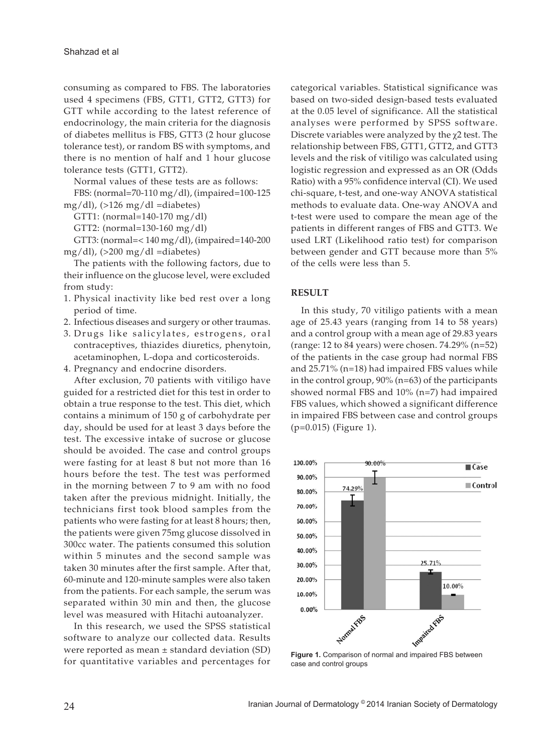consuming as compared to FBS. The laboratories used 4 specimens (FBS, GTT1, GTT2, GTT3) for GTT while according to the latest reference of endocrinology, the main criteria for the diagnosis of diabetes mellitus is FBS, GTT3 (2 hour glucose tolerance test), or random BS with symptoms, and there is no mention of half and 1 hour glucose tolerance tests (GTT1, GTT2).

Normal values of these tests are as follows:

FBS: (normal=70-110 mg/dl), (impaired=100-125 mg/dl), (>126 mg/dl =diabetes)

GTT1: (normal=140-170 mg/dl)

GTT2: (normal=130-160 mg/dl)

GTT3: (normal=< 140 mg/dl), (impaired=140-200 mg/dl), (>200 mg/dl =diabetes)

The patients with the following factors, due to their influence on the glucose level, were excluded from study:

1. Physical inactivity like bed rest over a long period of time.
2. Infectious diseases and surgery or other traumas.
3. Drugs like salicylates, estrogens, oral contraceptives, thiazides diuretics, phenytoin, acetaminophen, L-dopa and corticosteroids.
4. Pregnancy and endocrine disorders.

After exclusion, 70 patients with vitiligo have guided for a restricted diet for this test in order to obtain a true response to the test. This diet, which contains a minimum of 150 g of carbohydrate per day, should be used for at least 3 days before the test. The excessive intake of sucrose or glucose should be avoided. The case and control groups were fasting for at least 8 but not more than 16 hours before the test. The test was performed in the morning between 7 to 9 am with no food taken after the previous midnight. Initially, the technicians first took blood samples from the patients who were fasting for at least 8 hours; then, the patients were given 75mg glucose dissolved in 300cc water. The patients consumed this solution within 5 minutes and the second sample was taken 30 minutes after the first sample. After that, 60-minute and 120-minute samples were also taken from the patients. For each sample, the serum was separated within 30 min and then, the glucose level was measured with Hitachi autoanalyzer.

In this research, we used the SPSS statistical software to analyze our collected data. Results were reported as mean ± standard deviation (SD) for quantitative variables and percentages for categorical variables. Statistical significance was based on two-sided design-based tests evaluated at the 0.05 level of significance. All the statistical analyses were performed by SPSS software. Discrete variables were analyzed by the $\chi 2$ test. The relationship between FBS, GTT1, GTT2, and GTT3 levels and the risk of vitiligo was calculated using logistic regression and expressed as an OR (Odds Ratio) with a 95% confidence interval (CI). We used chi-square, t-test, and one-way ANOVA statistical methods to evaluate data. One-way ANOVA and t-test were used to compare the mean age of the patients in different ranges of FBS and GTT3. We used LRT (Likelihood ratio test) for comparison between gender and GTT because more than 5% of the cells were less than 5.

## RESULT

In this study, 70 vitiligo patients with a mean age of 25.43 years (ranging from 14 to 58 years) and a control group with a mean age of 29.83 years (range: 12 to 84 years) were chosen. 74.29% (n=52) of the patients in the case group had normal FBS and 25.71% (n=18) had impaired FBS values while in the control group, 90% (n=63) of the participants showed normal FBS and 10% (n=7) had impaired FBS values, which showed a significant difference in impaired FBS between case and control groups (p=0.015) (Figure 1).

**Figure 1.** Comparison of normal and impaired FBS between case and control groups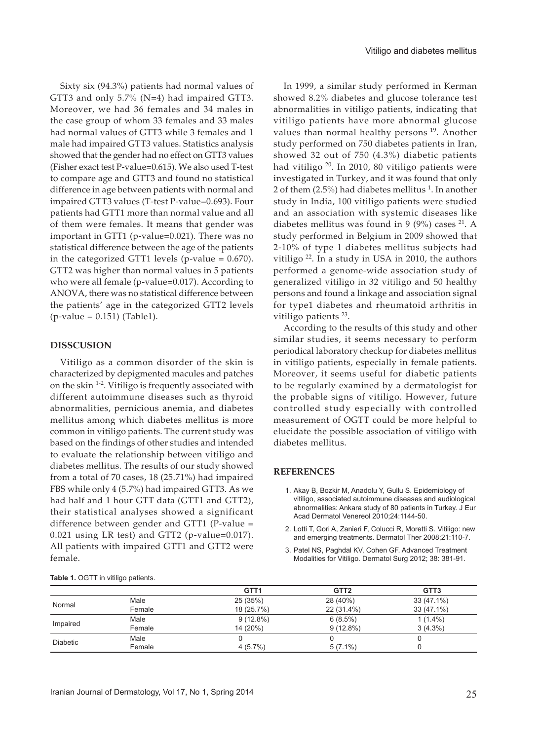Sixty six (94.3%) patients had normal values of GTT3 and only 5.7% (N=4) had impaired GTT3. Moreover, we had 36 females and 34 males in the case group of whom 33 females and 33 males had normal values of GTT3 while 3 females and 1 male had impaired GTT3 values. Statistics analysis showed that the gender had no effect on GTT3 values (Fisher exact test P-value=0.615). We also used T-test to compare age and GTT3 and found no statistical difference in age between patients with normal and impaired GTT3 values (T-test P-value=0.693). Four patients had GTT1 more than normal value and all of them were females. It means that gender was important in GTT1 (p-value=0.021). There was no statistical difference between the age of the patients in the categorized GTT1 levels (p-value = 0.670). GTT2 was higher than normal values in 5 patients who were all female (p-value=0.017). According to ANOVA, there was no statistical difference between the patients' age in the categorized GTT2 levels (p-value = 0.151) (Table1).

## DISSCUSION

Vitiligo as a common disorder of the skin is characterized by depigmented macules and patches on the skin [1-2]. Vitiligo is frequently associated with different autoimmune diseases such as thyroid abnormalities, pernicious anemia, and diabetes mellitus among which diabetes mellitus is more common in vitiligo patients. The current study was based on the findings of other studies and intended to evaluate the relationship between vitiligo and diabetes mellitus. The results of our study showed from a total of 70 cases, 18 (25.71%) had impaired FBS while only 4 (5.7%) had impaired GTT3. As we had half and 1 hour GTT data (GTT1 and GTT2), their statistical analyses showed a significant difference between gender and GTT1 (P-value = 0.021 using LR test) and GTT2 (p-value=0.017). All patients with impaired GTT1 and GTT2 were female.

In 1999, a similar study performed in Kerman showed 8.2% diabetes and glucose tolerance test abnormalities in vitiligo patients, indicating that vitiligo patients have more abnormal glucose values than normal healthy persons [19]. Another study performed on 750 diabetes patients in Iran, showed 32 out of 750 (4.3%) diabetic patients had vitiligo [20]. In 2010, 80 vitiligo patients were investigated in Turkey, and it was found that only 2 of them (2.5%) had diabetes mellitus [1]. In another study in India, 100 vitiligo patients were studied and an association with systemic diseases like diabetes mellitus was found in 9 (9%) cases [21]. A study performed in Belgium in 2009 showed that 2-10% of type 1 diabetes mellitus subjects had vitiligo [22]. In a study in USA in 2010, the authors performed a genome-wide association study of generalized vitiligo in 32 vitiligo and 50 healthy persons and found a linkage and association signal for type1 diabetes and rheumatoid arthritis in vitiligo patients [23].

According to the results of this study and other similar studies, it seems necessary to perform periodical laboratory checkup for diabetes mellitus in vitiligo patients, especially in female patients. Moreover, it seems useful for diabetic patients to be regularly examined by a dermatologist for the probable signs of vitiligo. However, future controlled study especially with controlled measurement of OGTT could be more helpful to elucidate the possible association of vitiligo with diabetes mellitus.

## REFERENCES

1. Akay B, Bozkir M, Anadolu Y, Gullu S. Epidemiology of vitiligo, associated autoimmune diseases and audiological abnormalities: Ankara study of 80 patients in Turkey. J Eur Acad Dermatol Venereol 2010;24:1144-50.
2. Lotti T, Gori A, Zanieri F, Colucci R, Moretti S. Vitiligo: new and emerging treatments. Dermatol Ther 2008;21:110-7.
3. Patel NS, Paghdal KV, Cohen GF. Advanced Treatment Modalities for Vitiligo. Dermatol Surg 2012; 38: 381-91.

**Table 1.** OGTT in vitiligo patients.

| | | GTT1 | GTT2 | GTT3 |
|---|---|---|---|---|
| Normal | Male | 25 (35%) | 28 (40%) | 33 (47.1%) |
| | Female | 18 (25.7%) | 22 (31.4%) | 33 (47.1%) |
| Impaired | Male | 9 (12.8%) | 6 (8.5%) | 1 (1.4%) |
| | Female | 14 (20%) | 9 (12.8%) | 3 (4.3%) |
| Diabetic | Male | 0 | 0 | 0 |
| | Female | 4 (5.7%) | 5 (7.1%) | 0 |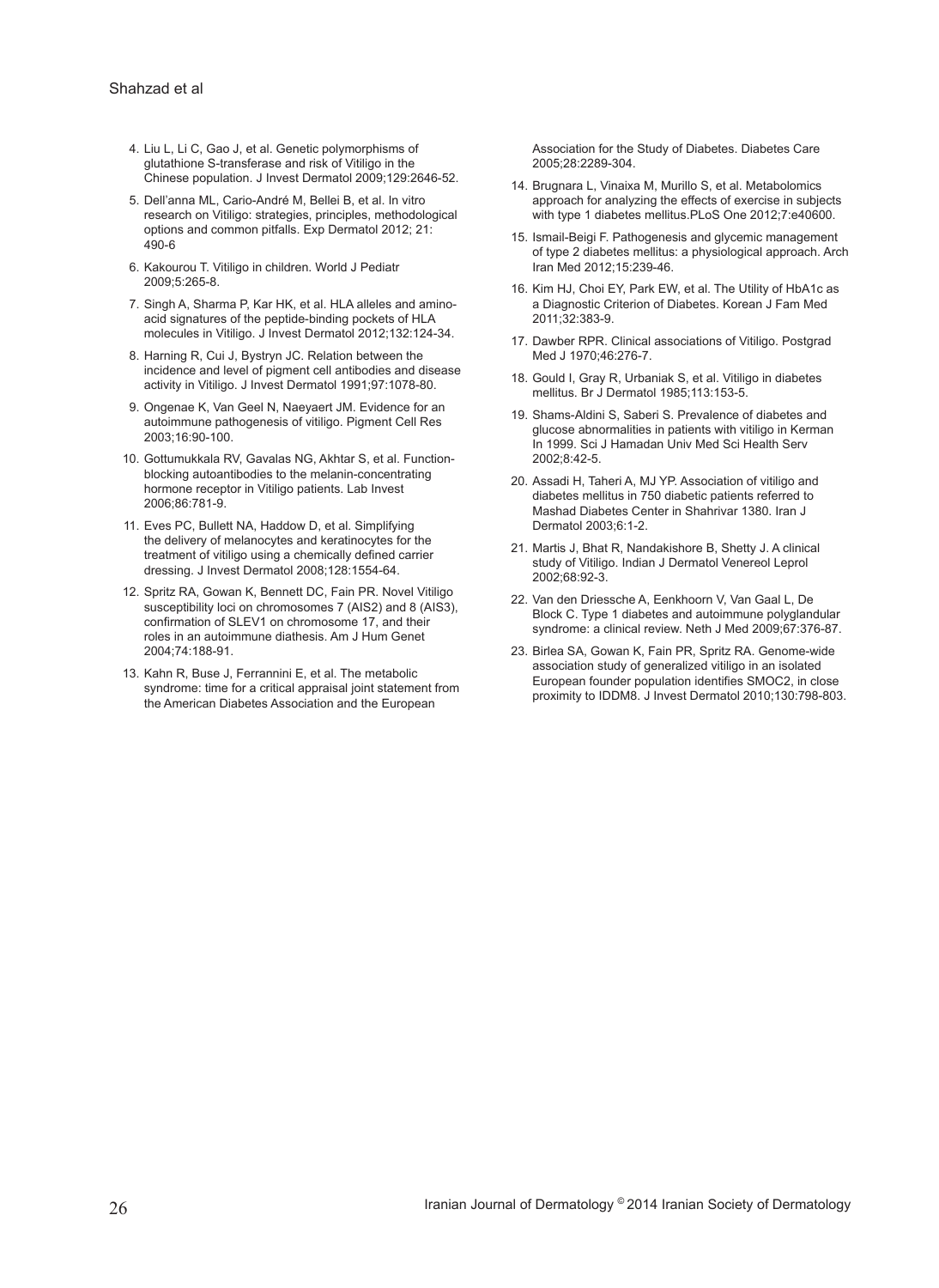4. Liu L, Li C, Gao J, et al. Genetic polymorphisms of glutathione S-transferase and risk of Vitiligo in the Chinese population. J Invest Dermatol 2009;129:2646-52.
5. Dell'anna ML, Cario-André M, Bellei B, et al. In vitro research on Vitiligo: strategies, principles, methodological options and common pitfalls. Exp Dermatol 2012; 21: 490-6
6. Kakourou T. Vitiligo in children. World J Pediatr 2009;5:265-8.
7. Singh A, Sharma P, Kar HK, et al. HLA alleles and amino-acid signatures of the peptide-binding pockets of HLA molecules in Vitiligo. J Invest Dermatol 2012;132:124-34.
8. Harning R, Cui J, Bystryn JC. Relation between the incidence and level of pigment cell antibodies and disease activity in Vitiligo. J Invest Dermatol 1991;97:1078-80.
9. Ongenae K, Van Geel N, Naeyaert JM. Evidence for an autoimmune pathogenesis of vitiligo. Pigment Cell Res 2003;16:90-100.
10. Gottumukkala RV, Gavalas NG, Akhtar S, et al. Function-blocking autoantibodies to the melanin-concentrating hormone receptor in Vitiligo patients. Lab Invest 2006;86:781-9.
11. Eves PC, Bullett NA, Haddow D, et al. Simplifying the delivery of melanocytes and keratinocytes for the treatment of vitiligo using a chemically defined carrier dressing. J Invest Dermatol 2008;128:1554-64.
12. Spritz RA, Gowan K, Bennett DC, Fain PR. Novel Vitiligo susceptibility loci on chromosomes 7 (AIS2) and 8 (AIS3), confirmation of SLEV1 on chromosome 17, and their roles in an autoimmune diathesis. Am J Hum Genet 2004;74:188-91.
13. Kahn R, Buse J, Ferrannini E, et al. The metabolic syndrome: time for a critical appraisal joint statement from the American Diabetes Association and the European Association for the Study of Diabetes. Diabetes Care 2005;28:2289-304.
14. Brugnara L, Vinaixa M, Murillo S, et al. Metabolomics approach for analyzing the effects of exercise in subjects with type 1 diabetes mellitus.PLoS One 2012;7:e40600.
15. Ismail-Beigi F. Pathogenesis and glycemic management of type 2 diabetes mellitus: a physiological approach. Arch Iran Med 2012;15:239-46.
16. Kim HJ, Choi EY, Park EW, et al. The Utility of HbA1c as a Diagnostic Criterion of Diabetes. Korean J Fam Med 2011;32:383-9.
17. Dawber RPR. Clinical associations of Vitiligo. Postgrad Med J 1970;46:276-7.
18. Gould I, Gray R, Urbaniak S, et al. Vitiligo in diabetes mellitus. Br J Dermatol 1985;113:153-5.
19. Shams-Aldini S, Saberi S. Prevalence of diabetes and glucose abnormalities in patients with vitiligo in Kerman In 1999. Sci J Hamadan Univ Med Sci Health Serv 2002;8:42-5.
20. Assadi H, Taheri A, MJ YP. Association of vitiligo and diabetes mellitus in 750 diabetic patients referred to Mashad Diabetes Center in Shahrivar 1380. Iran J Dermatol 2003;6:1-2.
21. Martis J, Bhat R, Nandakishore B, Shetty J. A clinical study of Vitiligo. Indian J Dermatol Venereol Leprol 2002;68:92-3.
22. Van den Driessche A, Eenkhoorn V, Van Gaal L, De Block C. Type 1 diabetes and autoimmune polyglandular syndrome: a clinical review. Neth J Med 2009;67:376-87.
23. Birlea SA, Gowan K, Fain PR, Spritz RA. Genome-wide association study of generalized vitiligo in an isolated European founder population identifies SMOC2, in close proximity to IDDM8. J Invest Dermatol 2010;130:798-803.